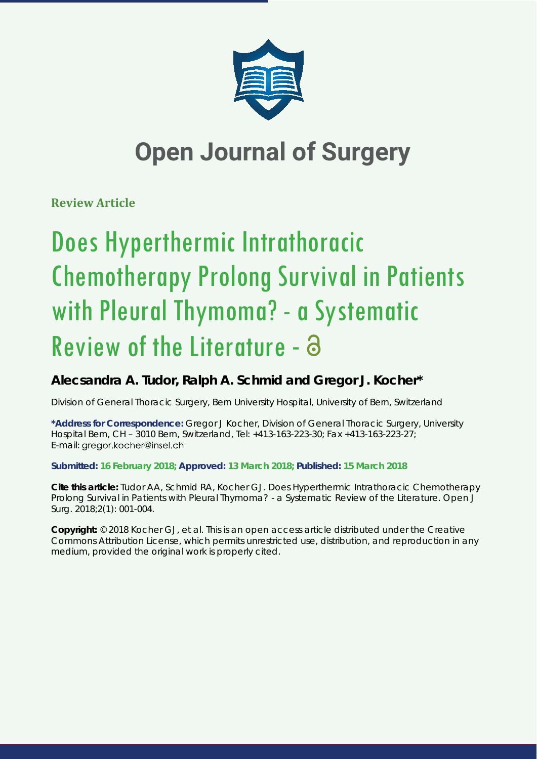# Open Journal of Surgery

**Review Article**

# Does Hyperthermic Intrathoracic Chemotherapy Prolong Survival in Patients with Pleural Thymoma? - a Systematic Review of the Literature -

**Alecsandra A. Tudor, Ralph A. Schmid and Gregor J. Kocher***

Division of General Thoracic Surgery, Bern University Hospital, University of Bern, Switzerland

**\*Address for Correspondence:** Gregor J Kocher, Division of General Thoracic Surgery, University Hospital Bern, CH – 3010 Bern, Switzerland, Tel: +413-163-223-30; Fax +413-163-223-27; E-mail: gregor.kocher@insel.ch

**Submitted: 16 February 2018; Approved: 13 March 2018; Published: 15 March 2018**

**Cite this article:** Tudor AA, Schmid RA, Kocher GJ. Does Hyperthermic Intrathoracic Chemotherapy Prolong Survival in Patients with Pleural Thymoma? - a Systematic Review of the Literature. Open J Surg. 2018;2(1): 001-004.

**Copyright:** © 2018 Kocher GJ, et al. This is an open access article distributed under the Creative Commons Attribution License, which permits unrestricted use, distribution, and reproduction in any medium, provided the original work is properly cited.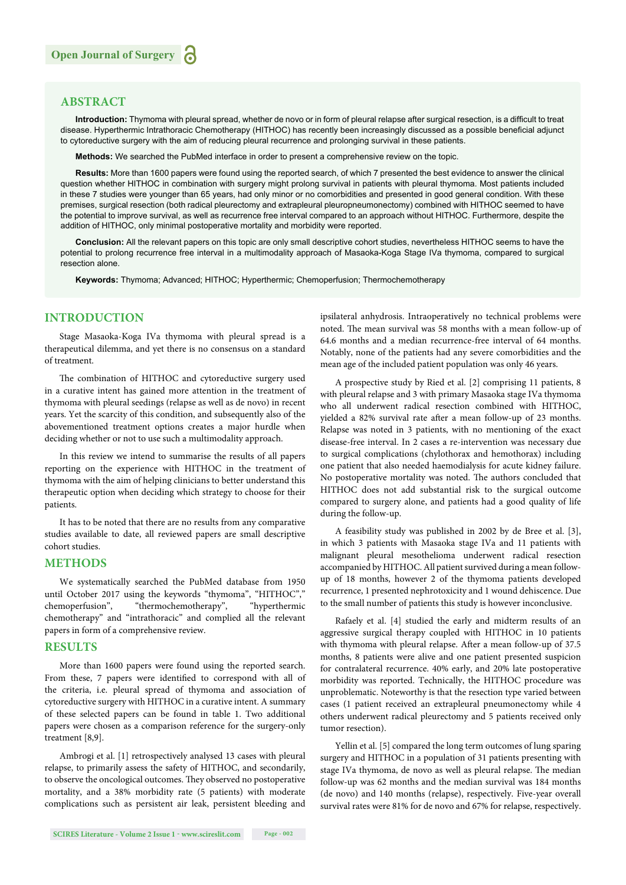## ABSTRACT

**Introduction:** Thymoma with pleural spread, whether de novo or in form of pleural relapse after surgical resection, is a difficult to treat disease. Hyperthermic Intrathoracic Chemotherapy (HITHOC) has recently been increasingly discussed as a possible beneficial adjunct to cytoreductive surgery with the aim of reducing pleural recurrence and prolonging survival in these patients.

**Methods:** We searched the PubMed interface in order to present a comprehensive review on the topic.

**Results:** More than 1600 papers were found using the reported search, of which 7 presented the best evidence to answer the clinical question whether HITHOC in combination with surgery might prolong survival in patients with pleural thymoma. Most patients included in these 7 studies were younger than 65 years, had only minor or no comorbidities and presented in good general condition. With these premises, surgical resection (both radical pleurectomy and extrapleural pleuropneumonectomy) combined with HITHOC seemed to have the potential to improve survival, as well as recurrence free interval compared to an approach without HITHOC. Furthermore, despite the addition of HITHOC, only minimal postoperative mortality and morbidity were reported.

**Conclusion:** All the relevant papers on this topic are only small descriptive cohort studies, nevertheless HITHOC seems to have the potential to prolong recurrence free interval in a multimodality approach of Masaoka-Koga Stage IVa thymoma, compared to surgical resection alone.

**Keywords:** Thymoma; Advanced; HITHOC; Hyperthermic; Chemoperfusion; Thermochemotherapy

## INTRODUCTION

Stage Masaoka-Koga IVa thymoma with pleural spread is a therapeutical dilemma, and yet there is no consensus on a standard of treatment.

The combination of HITHOC and cytoreductive surgery used in a curative intent has gained more attention in the treatment of thymoma with pleural seedings (relapse as well as de novo) in recent years. Yet the scarcity of this condition, and subsequently also of the abovementioned treatment options creates a major hurdle when deciding whether or not to use such a multimodality approach.

In this review we intend to summarise the results of all papers reporting on the experience with HITHOC in the treatment of thymoma with the aim of helping clinicians to better understand this therapeutic option when deciding which strategy to choose for their patients.

It has to be noted that there are no results from any comparative studies available to date, all reviewed papers are small descriptive cohort studies.

## METHODS

We systematically searched the PubMed database from 1950 until October 2017 using the keywords "thymoma", "HITHOC"," chemoperfusion", "thermochemotherapy", "hyperthermic chemotherapy" and "intrathoracic" and complied all the relevant papers in form of a comprehensive review.

## RESULTS

More than 1600 papers were found using the reported search. From these, 7 papers were identified to correspond with all of the criteria, i.e. pleural spread of thymoma and association of cytoreductive surgery with HITHOC in a curative intent. A summary of these selected papers can be found in table 1. Two additional papers were chosen as a comparison reference for the surgery-only treatment [8,9].

Ambrogi et al. [1] retrospectively analysed 13 cases with pleural relapse, to primarily assess the safety of HITHOC, and secondarily, to observe the oncological outcomes. They observed no postoperative mortality, and a 38% morbidity rate (5 patients) with moderate complications such as persistent air leak, persistent bleeding and ipsilateral anhydrosis. Intraoperatively no technical problems were noted. The mean survival was 58 months with a mean follow-up of 64.6 months and a median recurrence-free interval of 64 months. Notably, none of the patients had any severe comorbidities and the mean age of the included patient population was only 46 years.

A prospective study by Ried et al. [2] comprising 11 patients, 8 with pleural relapse and 3 with primary Masaoka stage IVa thymoma who all underwent radical resection combined with HITHOC, yielded a 82% survival rate after a mean follow-up of 23 months. Relapse was noted in 3 patients, with no mentioning of the exact disease-free interval. In 2 cases a re-intervention was necessary due to surgical complications (chylothorax and hemothorax) including one patient that also needed haemodialysis for acute kidney failure. No postoperative mortality was noted. The authors concluded that HITHOC does not add substantial risk to the surgical outcome compared to surgery alone, and patients had a good quality of life during the follow-up.

A feasibility study was published in 2002 by de Bree et al. [3], in which 3 patients with Masaoka stage IVa and 11 patients with malignant pleural mesothelioma underwent radical resection accompanied by HITHOC. All patient survived during a mean follow-up of 18 months, however 2 of the thymoma patients developed recurrence, 1 presented nephrotoxicity and 1 wound dehiscence. Due to the small number of patients this study is however inconclusive.

Rafaely et al. [4] studied the early and midterm results of an aggressive surgical therapy coupled with HITHOC in 10 patients with thymoma with pleural relapse. After a mean follow-up of 37.5 months, 8 patients were alive and one patient presented suspicion for contralateral recurrence. 40% early, and 20% late postoperative morbidity was reported. Technically, the HITHOC procedure was unproblematic. Noteworthy is that the resection type varied between cases (1 patient received an extrapleural pneumonectomy while 4 others underwent radical pleurectomy and 5 patients received only tumor resection).

Yellin et al. [5] compared the long term outcomes of lung sparing surgery and HITHOC in a population of 31 patients presenting with stage IVa thymoma, de novo as well as pleural relapse. The median follow-up was 62 months and the median survival was 184 months (de novo) and 140 months (relapse), respectively. Five-year overall survival rates were 81% for de novo and 67% for relapse, respectively.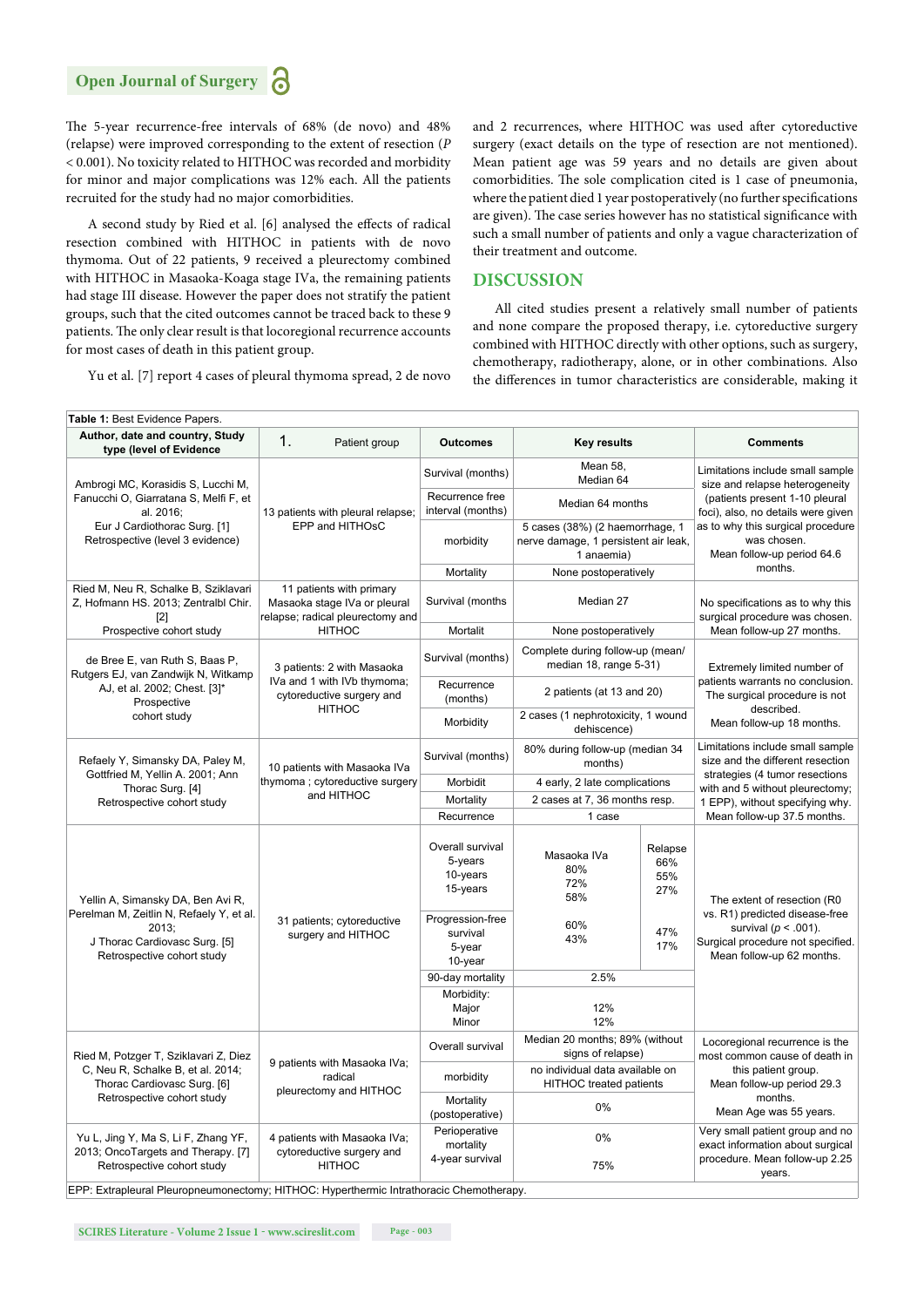The 5-year recurrence-free intervals of 68% (de novo) and 48% (relapse) were improved corresponding to the extent of resection ($P < 0.001$). No toxicity related to HITHOC was recorded and morbidity for minor and major complications was 12% each. All the patients recruited for the study had no major comorbidities.

A second study by Ried et al. [6] analysed the effects of radical resection combined with HITHOC in patients with de novo thymoma. Out of 22 patients, 9 received a pleurectomy combined with HITHOC in Masaoka-Koaga stage IVa, the remaining patients had stage III disease. However the paper does not stratify the patient groups, such that the cited outcomes cannot be traced back to these 9 patients. The only clear result is that locoregional recurrence accounts for most cases of death in this patient group.

Yu et al. [7] report 4 cases of pleural thymoma spread, 2 de novo and 2 recurrences, where HITHOC was used after cytoreductive surgery (exact details on the type of resection are not mentioned). Mean patient age was 59 years and no details are given about comorbidities. The sole complication cited is 1 case of pneumonia, where the patient died 1 year postoperatively (no further specifications are given). The case series however has no statistical significance with such a small number of patients and only a vague characterization of their treatment and outcome.

## DISCUSSION

All cited studies present a relatively small number of patients and none compare the proposed therapy, i.e. cytoreductive surgery combined with HITHOC directly with other options, such as surgery, chemotherapy, radiotherapy, alone, or in other combinations. Also the differences in tumor characteristics are considerable, making it

**Table 1:** Best Evidence Papers.

| Author, date and country, Study type (level of Evidence | 1. Patient group | Outcomes | Key results | | Comments |
|---|---|---|---|---|---|
| Ambrogi MC, Korasidis S, Lucchi M, Fanucchi O, Giarratana S, Melfi F, et al. 2016; Eur J Cardiothorac Surg. [1] Retrospective (level 3 evidence) | 13 patients with pleural relapse; EPP and HITHOsC | Survival (months) | Mean 58, Median 64 | | Limitations include small sample size and relapse heterogeneity (patients present 1-10 pleural foci), also, no details were given as to why this surgical procedure was chosen. Mean follow-up period 64.6 months. |
| | | Recurrence free interval (months) | Median 64 months | | |
| | | morbidity | 5 cases (38%) (2 haemorrhage, 1 nerve damage, 1 persistent air leak, 1 anaemia) | | |
| | | Mortality | None postoperatively | | |
| Ried M, Neu R, Schalke B, Sziklavari Z, Hofmann HS. 2013; Zentralbl Chir. [2] Prospective cohort study | 11 patients with primary Masaoka stage IVa or pleural relapse; radical pleurectomy and HITHOC | Survival (months | Median 27 | | No specifications as to why this surgical procedure was chosen. Mean follow-up 27 months. |
| | | Mortalit | None postoperatively | | |
| de Bree E, van Ruth S, Baas P, Rutgers EJ, van Zandwijk N, Witkamp AJ, et al. 2002; Chest. [3]* Prospective cohort study | 3 patients: 2 with Masaoka IVa and 1 with IVb thymoma; cytoreductive surgery and HITHOC | Survival (months) | Complete during follow-up (mean/ median 18, range 5-31) | | Extremely limited number of patients warrants no conclusion. The surgical procedure is not described. Mean follow-up 18 months. |
| | | Recurrence (months) | 2 patients (at 13 and 20) | | |
| | | Morbidity | 2 cases (1 nephrotoxicity, 1 wound dehiscence) | | |
| Refaely Y, Simansky DA, Paley M, Gottfried M, Yellin A. 2001; Ann Thorac Surg. [4] Retrospective cohort study | 10 patients with Masaoka IVa thymoma ; cytoreductive surgery and HITHOC | Survival (months) | 80% during follow-up (median 34 months) | | Limitations include small sample size and the different resection strategies (4 tumor resections with and 5 without pleurectomy; 1 EPP), without specifying why. Mean follow-up 37.5 months. |
| | | Morbidit | 4 early, 2 late complications | | |
| | | Mortality | 2 cases at 7, 36 months resp. | | |
| | | Recurrence | 1 case | | |
| Yellin A, Simansky DA, Ben Avi R, Perelman M, Zeitlin N, Refaely Y, et al. 2013; J Thorac Cardiovasc Surg. [5] Retrospective cohort study | 31 patients; cytoreductive surgery and HITHOC | Overall survival 5-years 10-years 15-years | Masaoka IVa 80% 72% 58% | Relapse 66% 55% 27% | The extent of resection (R0 vs. R1) predicted disease-free survival ($p < .001$). Surgical procedure not specified. Mean follow-up 62 months. |
| | | Progression-free survival 5-year 10-year | 60% 43% | 47% 17% | |
| | | 90-day mortality | 2.5% | | |
| | | Morbidity: Major Minor | 12% 12% | | |
| Ried M, Potzger T, Sziklavari Z, Diez C, Neu R, Schalke B, et al. 2014; Thorac Cardiovasc Surg. [6] Retrospective cohort study | 9 patients with Masaoka IVa; radical pleurectomy and HITHOC | Overall survival | Median 20 months; 89% (without signs of relapse) | | Locoregional recurrence is the most common cause of death in this patient group. Mean follow-up period 29.3 months. Mean Age was 55 years. |
| | | morbidity | no individual data available on HITHOC treated patients | | |
| | | Mortality (postoperative) | 0% | | |
| Yu L, Jing Y, Ma S, Li F, Zhang YF, 2013; OncoTargets and Therapy. [7] Retrospective cohort study | 4 patients with Masaoka IVa; cytoreductive surgery and HITHOC | Perioperative mortality 4-year survival | 0% 75% | | Very small patient group and no exact information about surgical procedure. Mean follow-up 2.25 years. |

EPP: Extrapleural Pleuropneumonectomy; HITHOC: Hyperthermic Intrathoracic Chemotherapy.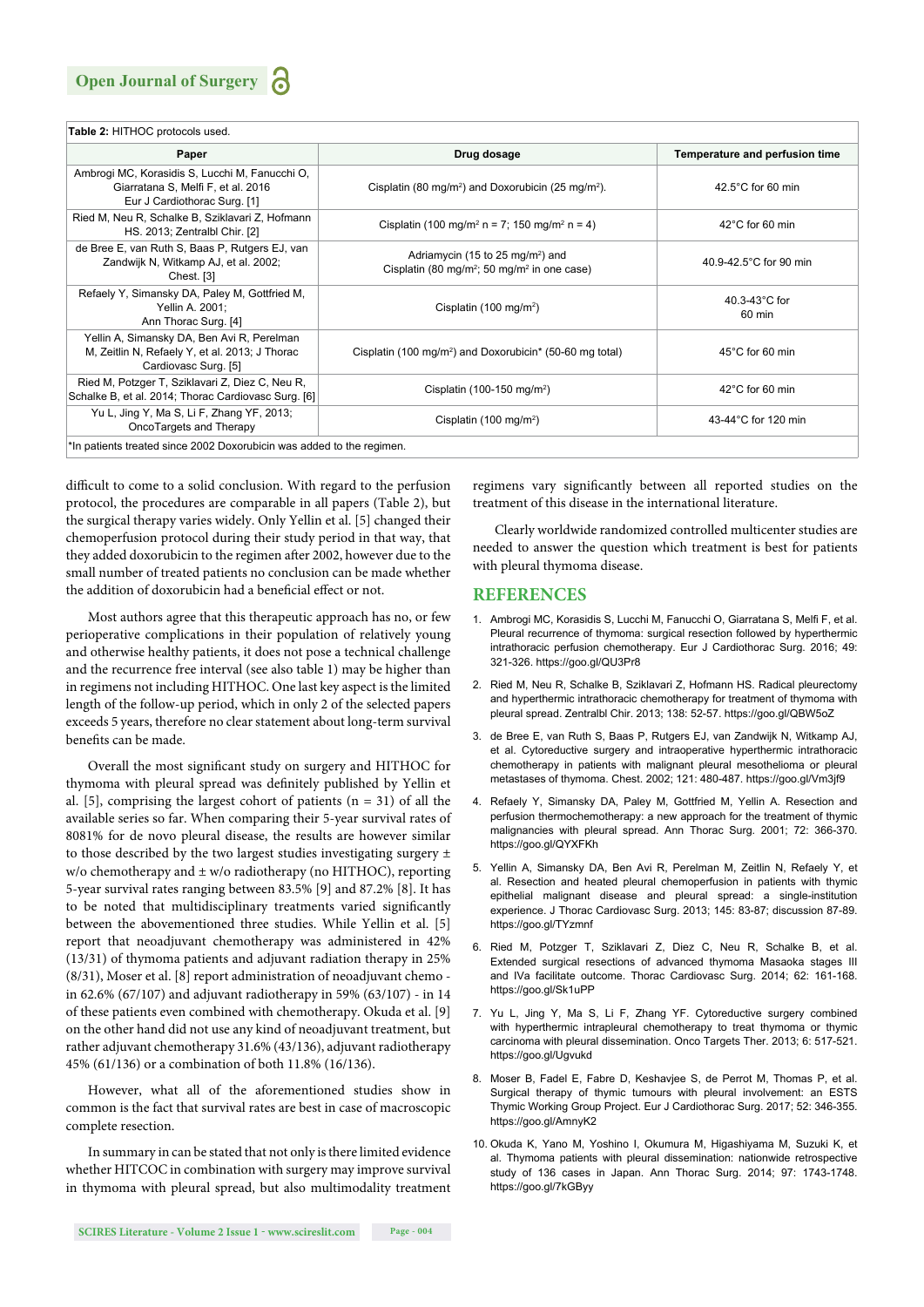Table 2: HITHOC protocols used.

| Paper | Drug dosage | Temperature and perfusion time |
|---|---|---|
| Ambrogi MC, Korasidis S, Lucchi M, Fanucchi O, Giarratana S, Melfi F, et al. 2016 Eur J Cardiothorac Surg. [1] | Cisplatin (80 mg/m²) and Doxorubicin (25 mg/m²). | 42.5°C for 60 min |
| Ried M, Neu R, Schalke B, Sziklavari Z, Hofmann HS. 2013; Zentralbl Chir. [2] | Cisplatin (100 mg/m² n = 7; 150 mg/m² n = 4) | 42°C for 60 min |
| de Bree E, van Ruth S, Baas P, Rutgers EJ, van Zandwijk N, Witkamp AJ, et al. 2002; Chest. [3] | Adriamycin (15 to 25 mg/m²) and Cisplatin (80 mg/m²; 50 mg/m² in one case) | 40.9-42.5°C for 90 min |
| Refaely Y, Simansky DA, Paley M, Gottfried M, Yellin A. 2001; Ann Thorac Surg. [4] | Cisplatin (100 mg/m²) | 40.3-43°C for 60 min |
| Yellin A, Simansky DA, Ben Avi R, Perelman M, Zeitlin N, Refaely Y, et al. 2013; J Thorac Cardiovasc Surg. [5] | Cisplatin (100 mg/m²) and Doxorubicin* (50-60 mg total) | 45°C for 60 min |
| Ried M, Potzger T, Sziklavari Z, Diez C, Neu R, Schalke B, et al. 2014; Thorac Cardiovasc Surg. [6] | Cisplatin (100-150 mg/m²) | 42°C for 60 min |
| Yu L, Jing Y, Ma S, Li F, Zhang YF, 2013; OncoTargets and Therapy | Cisplatin (100 mg/m²) | 43-44°C for 120 min |

*In patients treated since 2002 Doxorubicin was added to the regimen.

difficult to come to a solid conclusion. With regard to the perfusion protocol, the procedures are comparable in all papers (Table 2), but the surgical therapy varies widely. Only Yellin et al. [5] changed their chemoperfusion protocol during their study period in that way, that they added doxorubicin to the regimen after 2002, however due to the small number of treated patients no conclusion can be made whether the addition of doxorubicin had a beneficial effect or not.

Most authors agree that this therapeutic approach has no, or few perioperative complications in their population of relatively young and otherwise healthy patients, it does not pose a technical challenge and the recurrence free interval (see also table 1) may be higher than in regimens not including HITHOC. One last key aspect is the limited length of the follow-up period, which in only 2 of the selected papers exceeds 5 years, therefore no clear statement about long-term survival benefits can be made.

Overall the most significant study on surgery and HITHOC for thymoma with pleural spread was definitely published by Yellin et al. [5], comprising the largest cohort of patients (n = 31) of all the available series so far. When comparing their 5-year survival rates of 8081% for de novo pleural disease, the results are however similar to those described by the two largest studies investigating surgery ± w/o chemotherapy and ± w/o radiotherapy (no HITHOC), reporting 5-year survival rates ranging between 83.5% [9] and 87.2% [8]. It has to be noted that multidisciplinary treatments varied significantly between the abovementioned three studies. While Yellin et al. [5] report that neoadjuvant chemotherapy was administered in 42% (13/31) of thymoma patients and adjuvant radiation therapy in 25% (8/31), Moser et al. [8] report administration of neoadjuvant chemo - in 62.6% (67/107) and adjuvant radiotherapy in 59% (63/107) - in 14 of these patients even combined with chemotherapy. Okuda et al. [9] on the other hand did not use any kind of neoadjuvant treatment, but rather adjuvant chemotherapy 31.6% (43/136), adjuvant radiotherapy 45% (61/136) or a combination of both 11.8% (16/136).

However, what all of the aforementioned studies show in common is the fact that survival rates are best in case of macroscopic complete resection.

In summary in can be stated that not only is there limited evidence whether HITCOC in combination with surgery may improve survival in thymoma with pleural spread, but also multimodality treatment regimens vary significantly between all reported studies on the treatment of this disease in the international literature.

Clearly worldwide randomized controlled multicenter studies are needed to answer the question which treatment is best for patients with pleural thymoma disease.

## REFERENCES

1. Ambrogi MC, Korasidis S, Lucchi M, Fanucchi O, Giarratana S, Melfi F, et al. Pleural recurrence of thymoma: surgical resection followed by hyperthermic intrathoracic perfusion chemotherapy. Eur J Cardiothorac Surg. 2016; 49: 321-326. https://goo.gl/QU3Pr8
2. Ried M, Neu R, Schalke B, Sziklavari Z, Hofmann HS. Radical pleurectomy and hyperthermic intrathoracic chemotherapy for treatment of thymoma with pleural spread. Zentralbl Chir. 2013; 138: 52-57. https://goo.gl/QBW5oZ
3. de Bree E, van Ruth S, Baas P, Rutgers EJ, van Zandwijk N, Witkamp AJ, et al. Cytoreductive surgery and intraoperative hyperthermic intrathoracic chemotherapy in patients with malignant pleural mesothelioma or pleural metastases of thymoma. Chest. 2002; 121: 480-487. https://goo.gl/Vm3jf9
4. Refaely Y, Simansky DA, Paley M, Gottfried M, Yellin A. Resection and perfusion thermochemotherapy: a new approach for the treatment of thymic malignancies with pleural spread. Ann Thorac Surg. 2001; 72: 366-370. https://goo.gl/QYXFKh
5. Yellin A, Simansky DA, Ben Avi R, Perelman M, Zeitlin N, Refaely Y, et al. Resection and heated pleural chemoperfusion in patients with thymic epithelial malignant disease and pleural spread: a single-institution experience. J Thorac Cardiovasc Surg. 2013; 145: 83-87; discussion 87-89. https://goo.gl/TYzmnf
6. Ried M, Potzger T, Sziklavari Z, Diez C, Neu R, Schalke B, et al. Extended surgical resections of advanced thymoma Masaoka stages III and IVa facilitate outcome. Thorac Cardiovasc Surg. 2014; 62: 161-168. https://goo.gl/Sk1uPP
7. Yu L, Jing Y, Ma S, Li F, Zhang YF. Cytoreductive surgery combined with hyperthermic intrapleural chemotherapy to treat thymoma or thymic carcinoma with pleural dissemination. Onco Targets Ther. 2013; 6: 517-521. https://goo.gl/Ugvukd
8. Moser B, Fadel E, Fabre D, Keshavjee S, de Perrot M, Thomas P, et al. Surgical therapy of thymic tumours with pleural involvement: an ESTS Thymic Working Group Project. Eur J Cardiothorac Surg. 2017; 52: 346-355. https://goo.gl/AmnyK2
10. Okuda K, Yano M, Yoshino I, Okumura M, Higashiyama M, Suzuki K, et al. Thymoma patients with pleural dissemination: nationwide retrospective study of 136 cases in Japan. Ann Thorac Surg. 2014; 97: 1743-1748. https://goo.gl/7kGByy